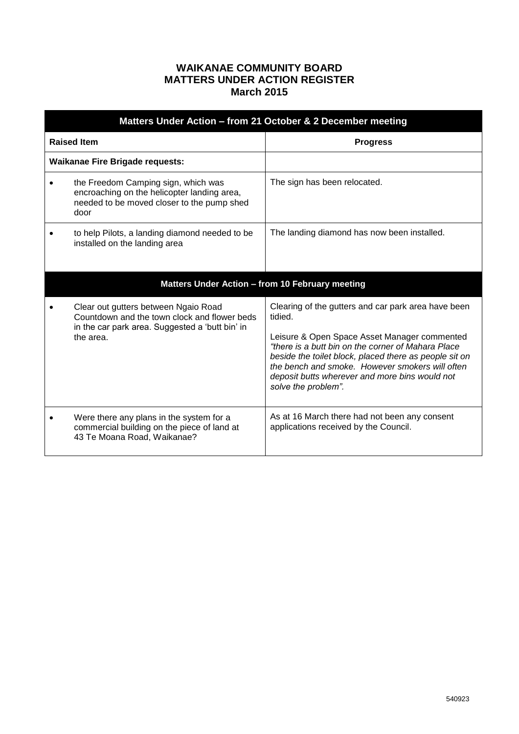# WAIKANAE COMMUNITY BOARD
# MATTERS UNDER ACTION REGISTER
# March 2015

| **Matters Under Action – from 21 October & 2 December meeting** | |
|---|---|
| **Raised Item** | **Progress** |
| **Waikanae Fire Brigade requests:** | |
| • the Freedom Camping sign, which was encroaching on the helicopter landing area, needed to be moved closer to the pump shed door | The sign has been relocated. |
| • to help Pilots, a landing diamond needed to be installed on the landing area | The landing diamond has now been installed. |
| **Matters Under Action – from 10 February meeting** | |
| • Clear out gutters between Ngaio Road Countdown and the town clock and flower beds in the car park area. Suggested a 'butt bin' in the area. | Clearing of the gutters and car park area have been tidied.<br><br>Leisure & Open Space Asset Manager commented *"there is a butt bin on the corner of Mahara Place beside the toilet block, placed there as people sit on the bench and smoke. However smokers will often deposit butts wherever and more bins would not solve the problem".* |
| • Were there any plans in the system for a commercial building on the piece of land at 43 Te Moana Road, Waikanae? | As at 16 March there had not been any consent applications received by the Council. |

540923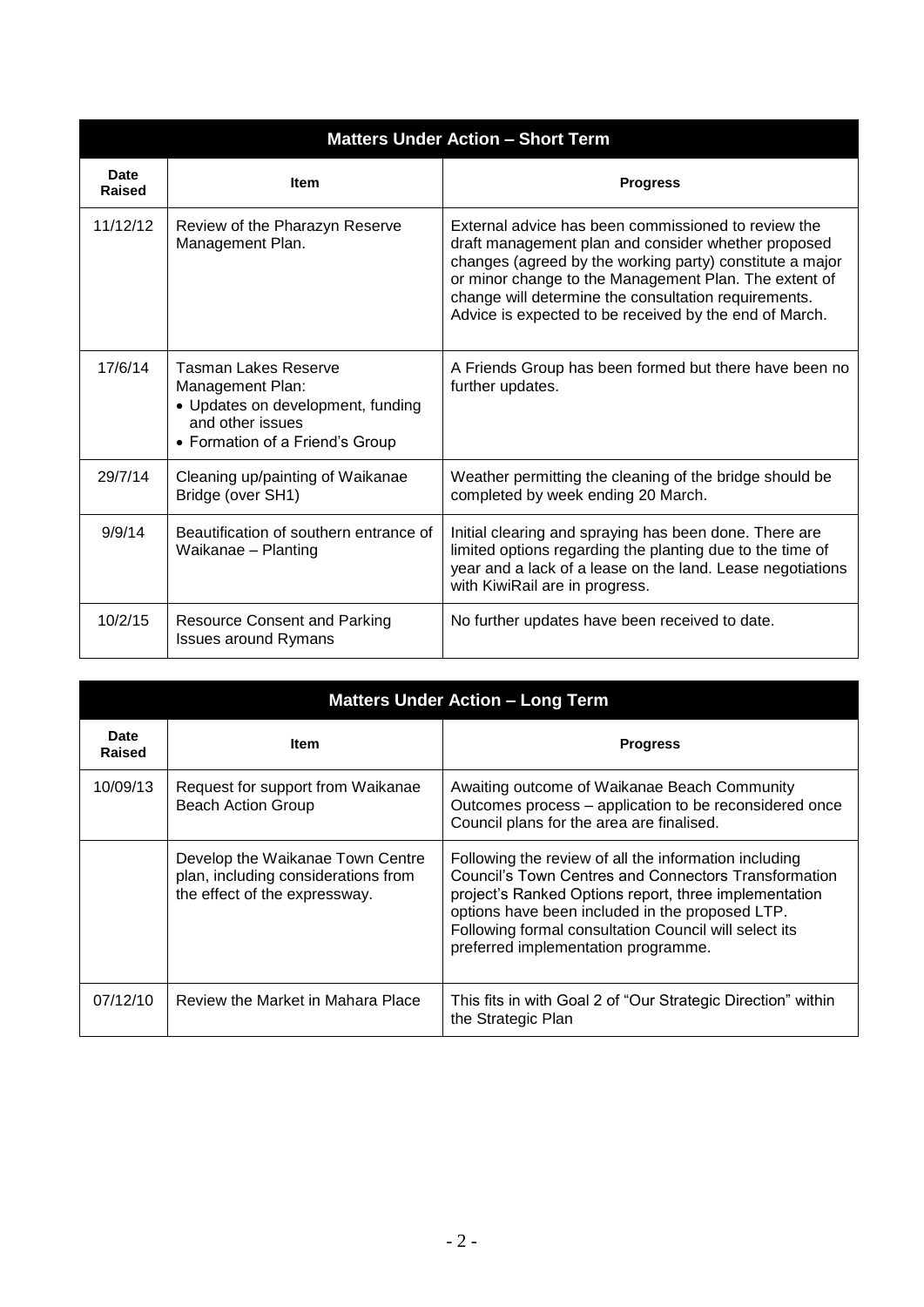| Matters Under Action – Short Term | | |
|---|---|---|
| **Date Raised** | **Item** | **Progress** |
| 11/12/12 | Review of the Pharazyn Reserve Management Plan. | External advice has been commissioned to review the draft management plan and consider whether proposed changes (agreed by the working party) constitute a major or minor change to the Management Plan. The extent of change will determine the consultation requirements. Advice is expected to be received by the end of March. |
| 17/6/14 | Tasman Lakes Reserve Management Plan:<br>• Updates on development, funding and other issues<br>• Formation of a Friend's Group | A Friends Group has been formed but there have been no further updates. |
| 29/7/14 | Cleaning up/painting of Waikanae Bridge (over SH1) | Weather permitting the cleaning of the bridge should be completed by week ending 20 March. |
| 9/9/14 | Beautification of southern entrance of Waikanae – Planting | Initial clearing and spraying has been done. There are limited options regarding the planting due to the time of year and a lack of a lease on the land. Lease negotiations with KiwiRail are in progress. |
| 10/2/15 | Resource Consent and Parking Issues around Rymans | No further updates have been received to date. |

| Matters Under Action – Long Term | | |
|---|---|---|
| **Date Raised** | **Item** | **Progress** |
| 10/09/13 | Request for support from Waikanae Beach Action Group | Awaiting outcome of Waikanae Beach Community Outcomes process – application to be reconsidered once Council plans for the area are finalised. |
| | Develop the Waikanae Town Centre plan, including considerations from the effect of the expressway. | Following the review of all the information including Council's Town Centres and Connectors Transformation project's Ranked Options report, three implementation options have been included in the proposed LTP. Following formal consultation Council will select its preferred implementation programme. |
| 07/12/10 | Review the Market in Mahara Place | This fits in with Goal 2 of "Our Strategic Direction" within the Strategic Plan |